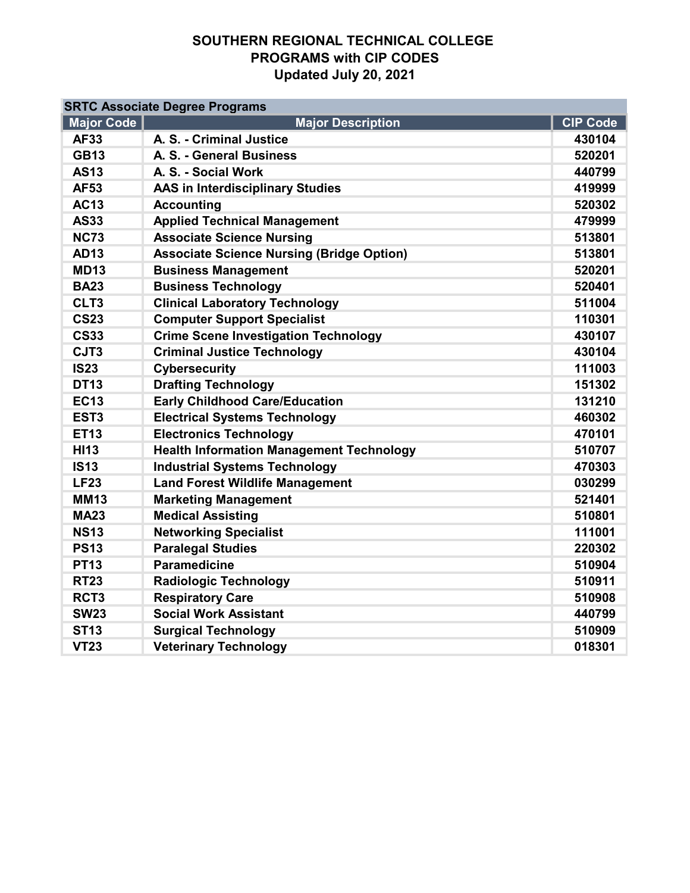# SOUTHERN REGIONAL TECHNICAL COLLEGE
## PROGRAMS with CIP CODES
### Updated July 20, 2021

| SRTC Associate Degree Programs | | |
|---|---|---|
| **Major Code** | **Major Description** | **CIP Code** |
| AF33 | A. S. - Criminal Justice | 430104 |
| GB13 | A. S. - General Business | 520201 |
| AS13 | A. S. - Social Work | 440799 |
| AF53 | AAS in Interdisciplinary Studies | 419999 |
| AC13 | Accounting | 520302 |
| AS33 | Applied Technical Management | 479999 |
| NC73 | Associate Science Nursing | 513801 |
| AD13 | Associate Science Nursing (Bridge Option) | 513801 |
| MD13 | Business Management | 520201 |
| BA23 | Business Technology | 520401 |
| CLT3 | Clinical Laboratory Technology | 511004 |
| CS23 | Computer Support Specialist | 110301 |
| CS33 | Crime Scene Investigation Technology | 430107 |
| CJT3 | Criminal Justice Technology | 430104 |
| IS23 | Cybersecurity | 111003 |
| DT13 | Drafting Technology | 151302 |
| EC13 | Early Childhood Care/Education | 131210 |
| EST3 | Electrical Systems Technology | 460302 |
| ET13 | Electronics Technology | 470101 |
| HI13 | Health Information Management Technology | 510707 |
| IS13 | Industrial Systems Technology | 470303 |
| LF23 | Land Forest Wildlife Management | 030299 |
| MM13 | Marketing Management | 521401 |
| MA23 | Medical Assisting | 510801 |
| NS13 | Networking Specialist | 111001 |
| PS13 | Paralegal Studies | 220302 |
| PT13 | Paramedicine | 510904 |
| RT23 | Radiologic Technology | 510911 |
| RCT3 | Respiratory Care | 510908 |
| SW23 | Social Work Assistant | 440799 |
| ST13 | Surgical Technology | 510909 |
| VT23 | Veterinary Technology | 018301 |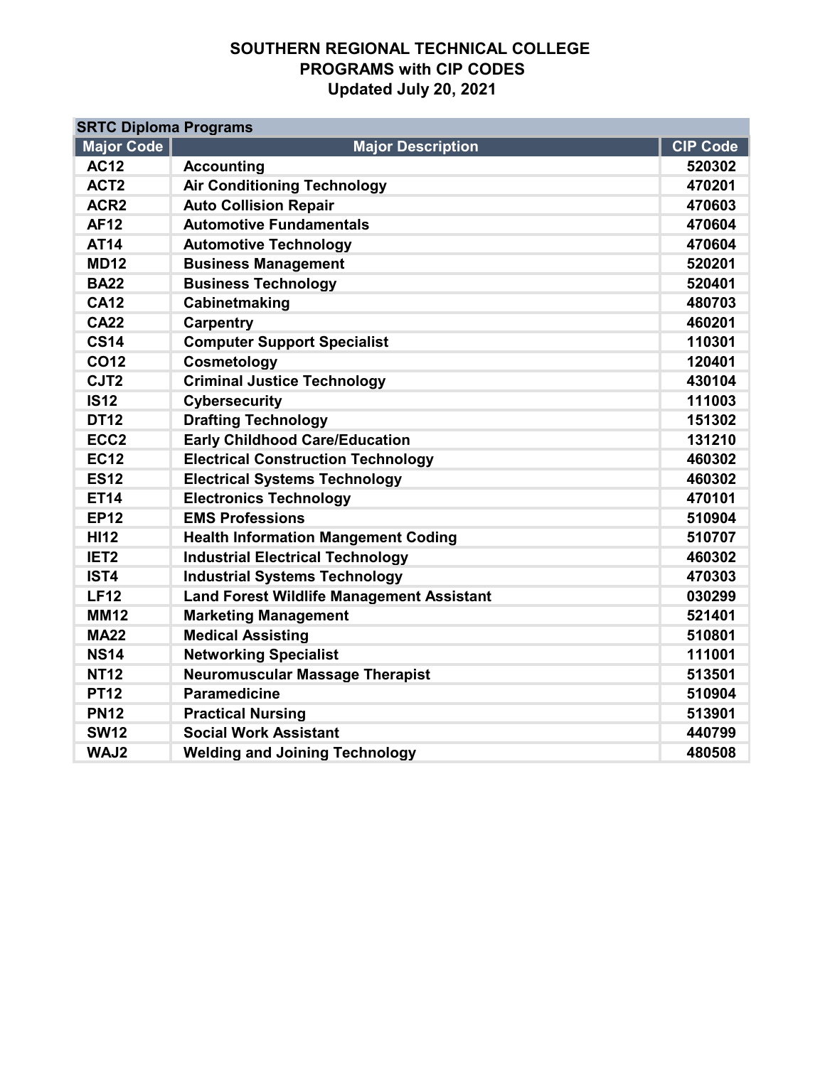# SOUTHERN REGIONAL TECHNICAL COLLEGE
## PROGRAMS with CIP CODES
### Updated July 20, 2021

| SRTC Diploma Programs | | |
|---|---|---|
| **Major Code** | **Major Description** | **CIP Code** |
| AC12 | Accounting | 520302 |
| ACT2 | Air Conditioning Technology | 470201 |
| ACR2 | Auto Collision Repair | 470603 |
| AF12 | Automotive Fundamentals | 470604 |
| AT14 | Automotive Technology | 470604 |
| MD12 | Business Management | 520201 |
| BA22 | Business Technology | 520401 |
| CA12 | Cabinetmaking | 480703 |
| CA22 | Carpentry | 460201 |
| CS14 | Computer Support Specialist | 110301 |
| CO12 | Cosmetology | 120401 |
| CJT2 | Criminal Justice Technology | 430104 |
| IS12 | Cybersecurity | 111003 |
| DT12 | Drafting Technology | 151302 |
| ECC2 | Early Childhood Care/Education | 131210 |
| EC12 | Electrical Construction Technology | 460302 |
| ES12 | Electrical Systems Technology | 460302 |
| ET14 | Electronics Technology | 470101 |
| EP12 | EMS Professions | 510904 |
| HI12 | Health Information Mangement Coding | 510707 |
| IET2 | Industrial Electrical Technology | 460302 |
| IST4 | Industrial Systems Technology | 470303 |
| LF12 | Land Forest Wildlife Management Assistant | 030299 |
| MM12 | Marketing Management | 521401 |
| MA22 | Medical Assisting | 510801 |
| NS14 | Networking Specialist | 111001 |
| NT12 | Neuromuscular Massage Therapist | 513501 |
| PT12 | Paramedicine | 510904 |
| PN12 | Practical Nursing | 513901 |
| SW12 | Social Work Assistant | 440799 |
| WAJ2 | Welding and Joining Technology | 480508 |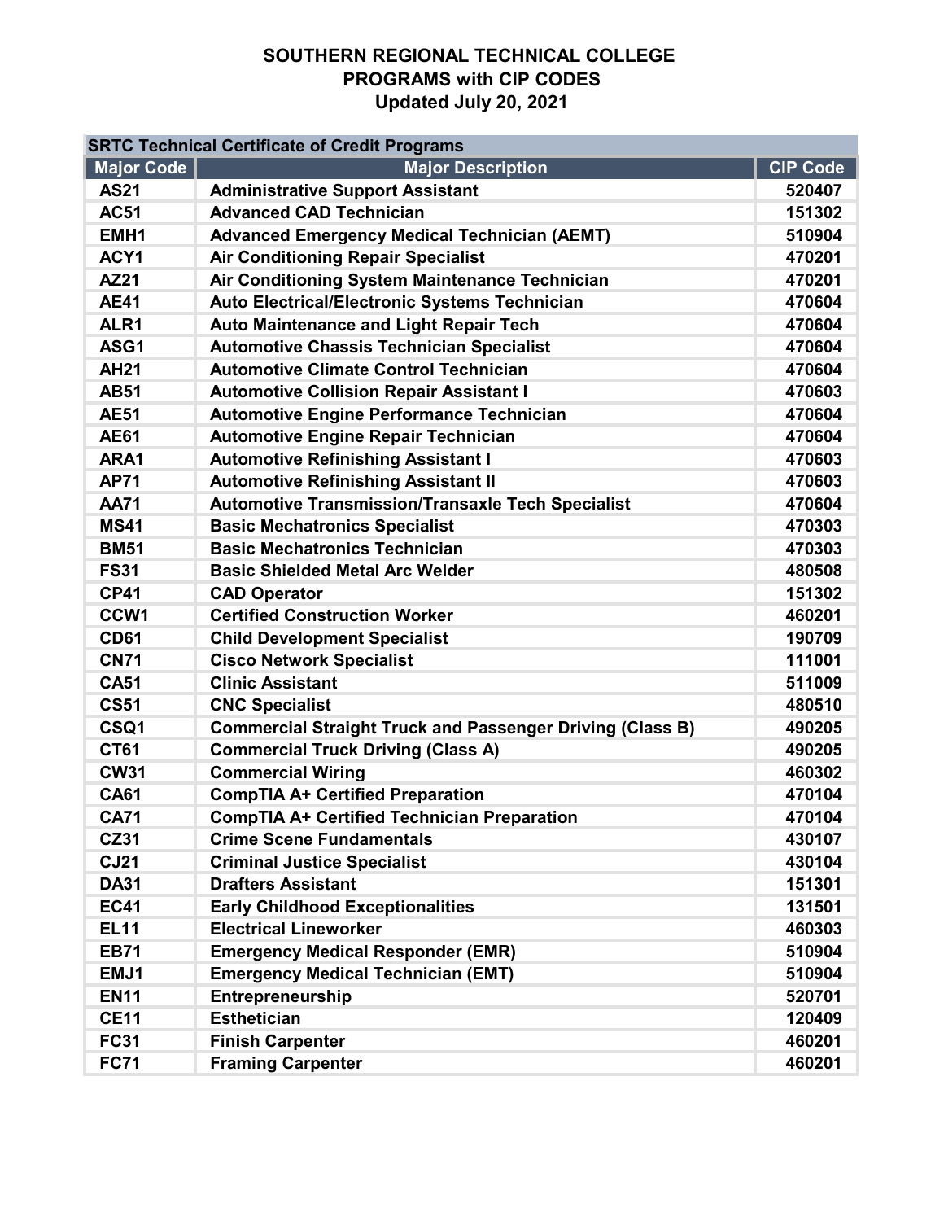# SOUTHERN REGIONAL TECHNICAL COLLEGE
## PROGRAMS with CIP CODES
### Updated July 20, 2021

| SRTC Technical Certificate of Credit Programs | | |
|---|---|---|
| **Major Code** | **Major Description** | **CIP Code** |
| AS21 | Administrative Support Assistant | 520407 |
| AC51 | Advanced CAD Technician | 151302 |
| EMH1 | Advanced Emergency Medical Technician (AEMT) | 510904 |
| ACY1 | Air Conditioning Repair Specialist | 470201 |
| AZ21 | Air Conditioning System Maintenance Technician | 470201 |
| AE41 | Auto Electrical/Electronic Systems Technician | 470604 |
| ALR1 | Auto Maintenance and Light Repair Tech | 470604 |
| ASG1 | Automotive Chassis Technician Specialist | 470604 |
| AH21 | Automotive Climate Control Technician | 470604 |
| AB51 | Automotive Collision Repair Assistant I | 470603 |
| AE51 | Automotive Engine Performance Technician | 470604 |
| AE61 | Automotive Engine Repair Technician | 470604 |
| ARA1 | Automotive Refinishing Assistant I | 470603 |
| AP71 | Automotive Refinishing Assistant II | 470603 |
| AA71 | Automotive Transmission/Transaxle Tech Specialist | 470604 |
| MS41 | Basic Mechatronics Specialist | 470303 |
| BM51 | Basic Mechatronics Technician | 470303 |
| FS31 | Basic Shielded Metal Arc Welder | 480508 |
| CP41 | CAD Operator | 151302 |
| CCW1 | Certified Construction Worker | 460201 |
| CD61 | Child Development Specialist | 190709 |
| CN71 | Cisco Network Specialist | 111001 |
| CA51 | Clinic Assistant | 511009 |
| CS51 | CNC Specialist | 480510 |
| CSQ1 | Commercial Straight Truck and Passenger Driving (Class B) | 490205 |
| CT61 | Commercial Truck Driving (Class A) | 490205 |
| CW31 | Commercial Wiring | 460302 |
| CA61 | CompTIA A+ Certified Preparation | 470104 |
| CA71 | CompTIA A+ Certified Technician Preparation | 470104 |
| CZ31 | Crime Scene Fundamentals | 430107 |
| CJ21 | Criminal Justice Specialist | 430104 |
| DA31 | Drafters Assistant | 151301 |
| EC41 | Early Childhood Exceptionalities | 131501 |
| EL11 | Electrical Lineworker | 460303 |
| EB71 | Emergency Medical Responder (EMR) | 510904 |
| EMJ1 | Emergency Medical Technician (EMT) | 510904 |
| EN11 | Entrepreneurship | 520701 |
| CE11 | Esthetician | 120409 |
| FC31 | Finish Carpenter | 460201 |
| FC71 | Framing Carpenter | 460201 |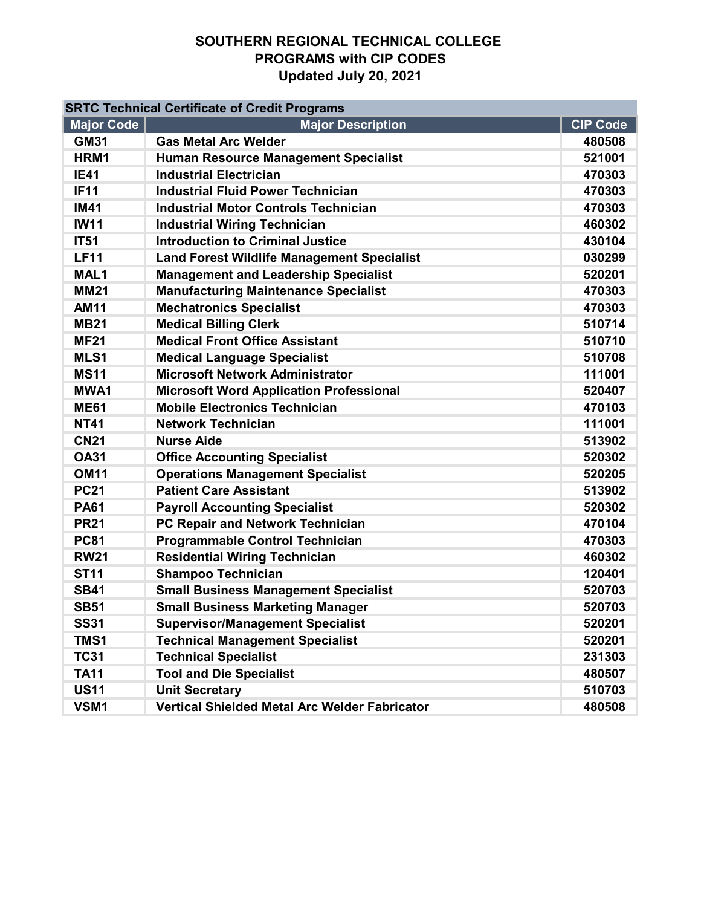# SOUTHERN REGIONAL TECHNICAL COLLEGE
## PROGRAMS with CIP CODES
### Updated July 20, 2021

**SRTC Technical Certificate of Credit Programs**

| Major Code | Major Description | CIP Code |
|---|---|---|
| GM31 | Gas Metal Arc Welder | 480508 |
| HRM1 | Human Resource Management Specialist | 521001 |
| IE41 | Industrial Electrician | 470303 |
| IF11 | Industrial Fluid Power Technician | 470303 |
| IM41 | Industrial Motor Controls Technician | 470303 |
| IW11 | Industrial Wiring Technician | 460302 |
| IT51 | Introduction to Criminal Justice | 430104 |
| LF11 | Land Forest Wildlife Management Specialist | 030299 |
| MAL1 | Management and Leadership Specialist | 520201 |
| MM21 | Manufacturing Maintenance Specialist | 470303 |
| AM11 | Mechatronics Specialist | 470303 |
| MB21 | Medical Billing Clerk | 510714 |
| MF21 | Medical Front Office Assistant | 510710 |
| MLS1 | Medical Language Specialist | 510708 |
| MS11 | Microsoft Network Administrator | 111001 |
| MWA1 | Microsoft Word Application Professional | 520407 |
| ME61 | Mobile Electronics Technician | 470103 |
| NT41 | Network Technician | 111001 |
| CN21 | Nurse Aide | 513902 |
| OA31 | Office Accounting Specialist | 520302 |
| OM11 | Operations Management Specialist | 520205 |
| PC21 | Patient Care Assistant | 513902 |
| PA61 | Payroll Accounting Specialist | 520302 |
| PR21 | PC Repair and Network Technician | 470104 |
| PC81 | Programmable Control Technician | 470303 |
| RW21 | Residential Wiring Technician | 460302 |
| ST11 | Shampoo Technician | 120401 |
| SB41 | Small Business Management Specialist | 520703 |
| SB51 | Small Business Marketing Manager | 520703 |
| SS31 | Supervisor/Management Specialist | 520201 |
| TMS1 | Technical Management Specialist | 520201 |
| TC31 | Technical Specialist | 231303 |
| TA11 | Tool and Die Specialist | 480507 |
| US11 | Unit Secretary | 510703 |
| VSM1 | Vertical Shielded Metal Arc Welder Fabricator | 480508 |